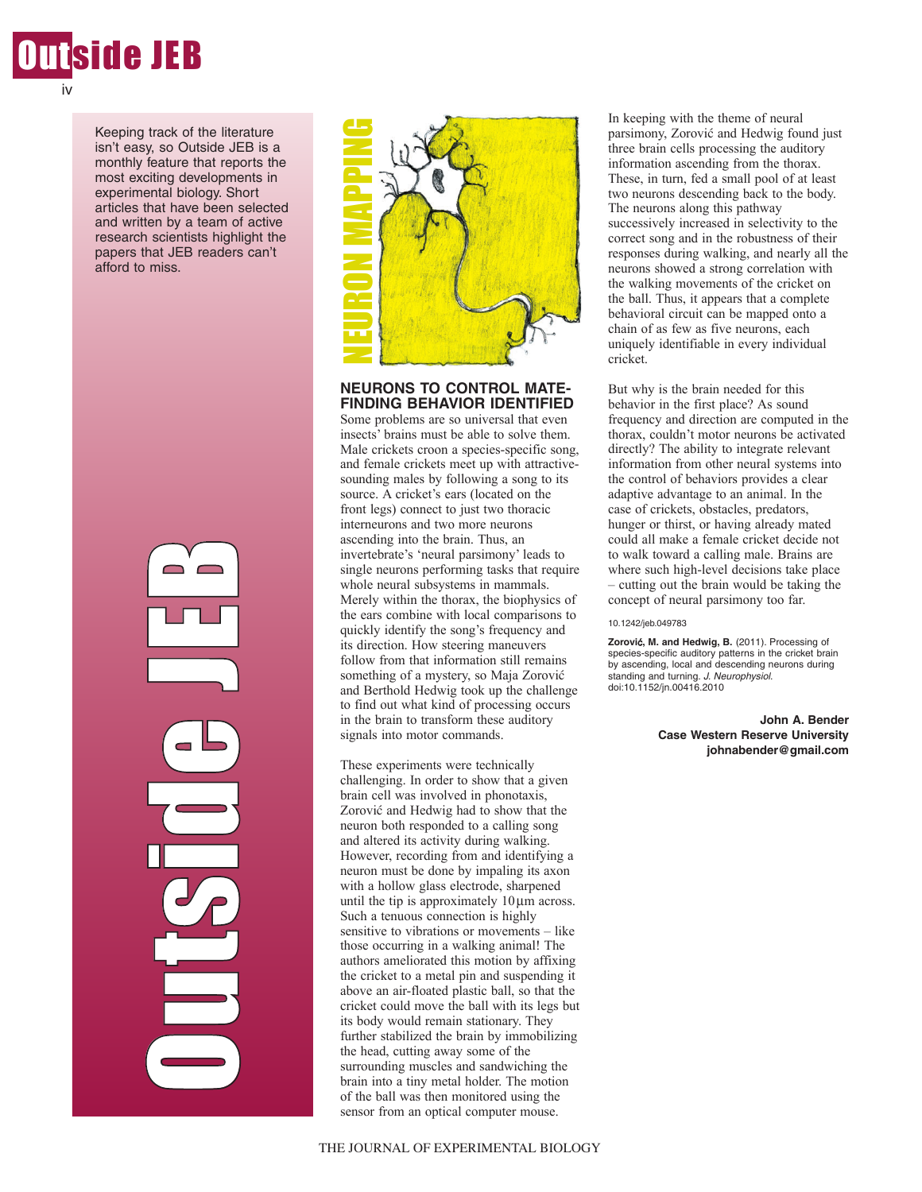# Outside JEB

Keeping track of the literature isn't easy, so Outside JEB is a monthly feature that reports the most exciting developments in experimental biology. Short articles that have been selected and written by a team of active research scientists highlight the papers that JEB readers can't afford to miss.

## NEURON MAPPING

### NEURONS TO CONTROL MATE-FINDING BEHAVIOR IDENTIFIED

Some problems are so universal that even insects' brains must be able to solve them. Male crickets croon a species-specific song, and female crickets meet up with attractive-sounding males by following a song to its source. A cricket's ears (located on the front legs) connect to just two thoracic interneurons and two more neurons ascending into the brain. Thus, an invertebrate's 'neural parsimony' leads to single neurons performing tasks that require whole neural subsystems in mammals. Merely within the thorax, the biophysics of the ears combine with local comparisons to quickly identify the song's frequency and its direction. How steering maneuvers follow from that information still remains something of a mystery, so Maja Zorović and Berthold Hedwig took up the challenge to find out what kind of processing occurs in the brain to transform these auditory signals into motor commands.

These experiments were technically challenging. In order to show that a given brain cell was involved in phonotaxis, Zorović and Hedwig had to show that the neuron both responded to a calling song and altered its activity during walking. However, recording from and identifying a neuron must be done by impaling its axon with a hollow glass electrode, sharpened until the tip is approximately 10 µm across. Such a tenuous connection is highly sensitive to vibrations or movements – like those occurring in a walking animal! The authors ameliorated this motion by affixing the cricket to a metal pin and suspending it above an air-floated plastic ball, so that the cricket could move the ball with its legs but its body would remain stationary. They further stabilized the brain by immobilizing the head, cutting away some of the surrounding muscles and sandwiching the brain into a tiny metal holder. The motion of the ball was then monitored using the sensor from an optical computer mouse.

In keeping with the theme of neural parsimony, Zorović and Hedwig found just three brain cells processing the auditory information ascending from the thorax. These, in turn, fed a small pool of at least two neurons descending back to the body. The neurons along this pathway successively increased in selectivity to the correct song and in the robustness of their responses during walking, and nearly all the neurons showed a strong correlation with the walking movements of the cricket on the ball. Thus, it appears that a complete behavioral circuit can be mapped onto a chain of as few as five neurons, each uniquely identifiable in every individual cricket.

But why is the brain needed for this behavior in the first place? As sound frequency and direction are computed in the thorax, couldn't motor neurons be activated directly? The ability to integrate relevant information from other neural systems into the control of behaviors provides a clear adaptive advantage to an animal. In the case of crickets, obstacles, predators, hunger or thirst, or having already mated could all make a female cricket decide not to walk toward a calling male. Brains are where such high-level decisions take place – cutting out the brain would be taking the concept of neural parsimony too far.

10.1242/jeb.049783

**Zorović, M. and Hedwig, B.** (2011). Processing of species-specific auditory patterns in the cricket brain by ascending, local and descending neurons during standing and turning. *J. Neurophysiol.* doi:10.1152/jn.00416.2010

**John A. Bender**
**Case Western Reserve University**
**johnabender@gmail.com**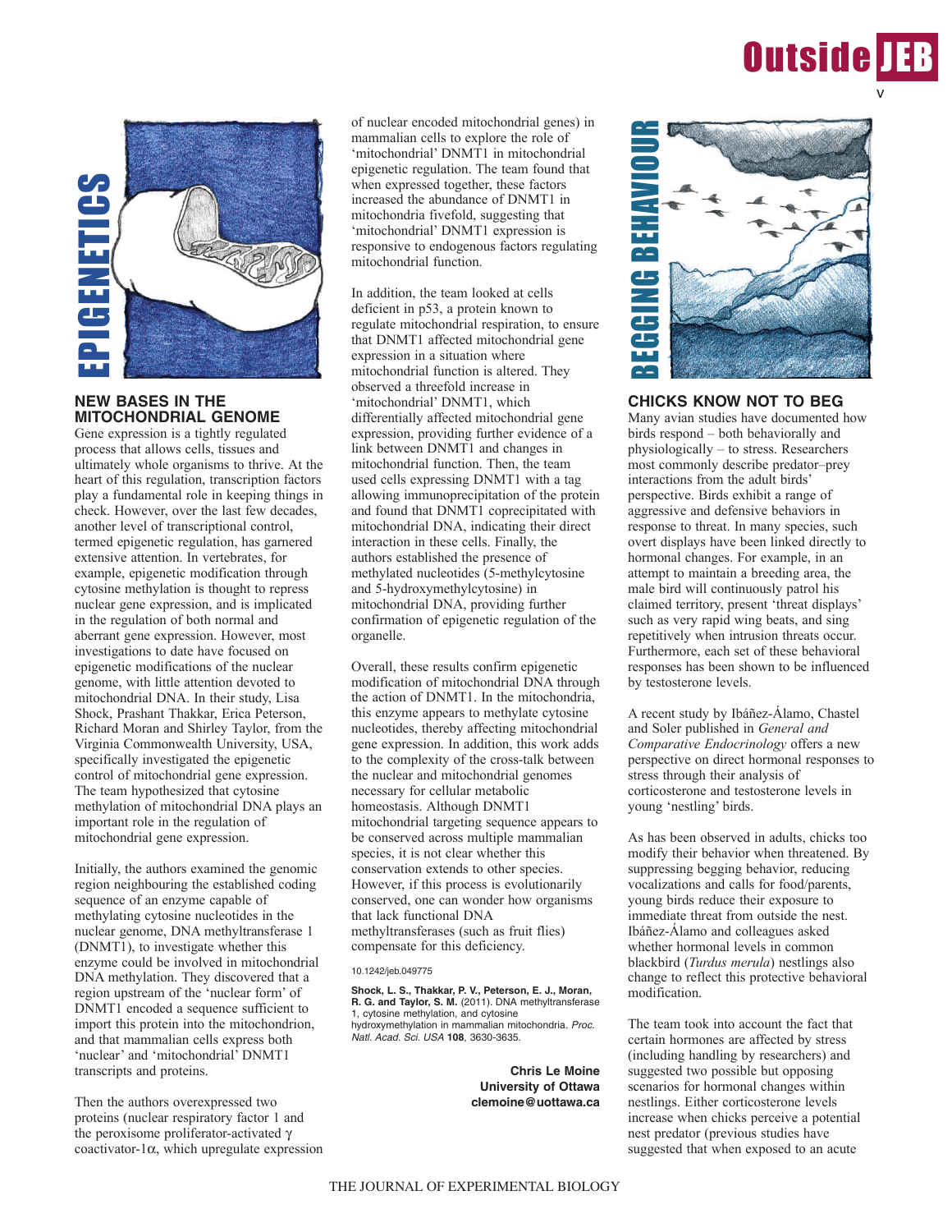EPIGENETICS

## NEW BASES IN THE MITOCHONDRIAL GENOME

Gene expression is a tightly regulated process that allows cells, tissues and ultimately whole organisms to thrive. At the heart of this regulation, transcription factors play a fundamental role in keeping things in check. However, over the last few decades, another level of transcriptional control, termed epigenetic regulation, has garnered extensive attention. In vertebrates, for example, epigenetic modification through cytosine methylation is thought to repress nuclear gene expression, and is implicated in the regulation of both normal and aberrant gene expression. However, most investigations to date have focused on epigenetic modifications of the nuclear genome, with little attention devoted to mitochondrial DNA. In their study, Lisa Shock, Prashant Thakkar, Erica Peterson, Richard Moran and Shirley Taylor, from the Virginia Commonwealth University, USA, specifically investigated the epigenetic control of mitochondrial gene expression. The team hypothesized that cytosine methylation of mitochondrial DNA plays an important role in the regulation of mitochondrial gene expression.

Initially, the authors examined the genomic region neighbouring the established coding sequence of an enzyme capable of methylating cytosine nucleotides in the nuclear genome, DNA methyltransferase 1 (DNMT1), to investigate whether this enzyme could be involved in mitochondrial DNA methylation. They discovered that a region upstream of the 'nuclear form' of DNMT1 encoded a sequence sufficient to import this protein into the mitochondrion, and that mammalian cells express both 'nuclear' and 'mitochondrial' DNMT1 transcripts and proteins.

Then the authors overexpressed two proteins (nuclear respiratory factor 1 and the peroxisome proliferator-activated $\gamma$ coactivator-1$\alpha$, which upregulate expression of nuclear encoded mitochondrial genes) in mammalian cells to explore the role of 'mitochondrial' DNMT1 in mitochondrial epigenetic regulation. The team found that when expressed together, these factors increased the abundance of DNMT1 in mitochondria fivefold, suggesting that 'mitochondrial' DNMT1 expression is responsive to endogenous factors regulating mitochondrial function.

In addition, the team looked at cells deficient in p53, a protein known to regulate mitochondrial respiration, to ensure that DNMT1 affected mitochondrial gene expression in a situation where mitochondrial function is altered. They observed a threefold increase in 'mitochondrial' DNMT1, which differentially affected mitochondrial gene expression, providing further evidence of a link between DNMT1 and changes in mitochondrial function. Then, the team used cells expressing DNMT1 with a tag allowing immunoprecipitation of the protein and found that DNMT1 coprecipitated with mitochondrial DNA, indicating their direct interaction in these cells. Finally, the authors established the presence of methylated nucleotides (5-methylcytosine and 5-hydroxymethylcytosine) in mitochondrial DNA, providing further confirmation of epigenetic regulation of the organelle.

Overall, these results confirm epigenetic modification of mitochondrial DNA through the action of DNMT1. In the mitochondria, this enzyme appears to methylate cytosine nucleotides, thereby affecting mitochondrial gene expression. In addition, this work adds to the complexity of the cross-talk between the nuclear and mitochondrial genomes necessary for cellular metabolic homeostasis. Although DNMT1 mitochondrial targeting sequence appears to be conserved across multiple mammalian species, it is not clear whether this conservation extends to other species. However, if this process is evolutionarily conserved, one can wonder how organisms that lack functional DNA methyltransferases (such as fruit flies) compensate for this deficiency.

10.1242/jeb.049775

**Shock, L. S., Thakkar, P. V., Peterson, E. J., Moran, R. G. and Taylor, S. M.** (2011). DNA methyltransferase 1, cytosine methylation, and cytosine hydroxymethylation in mammalian mitochondria. *Proc. Natl. Acad. Sci. USA* **108**, 3630-3635.

**Chris Le Moine**
**University of Ottawa**
**clemoine@uottawa.ca**

BEGGING BEHAVIOUR

## CHICKS KNOW NOT TO BEG

Many avian studies have documented how birds respond – both behaviorally and physiologically – to stress. Researchers most commonly describe predator–prey interactions from the adult birds' perspective. Birds exhibit a range of aggressive and defensive behaviors in response to threat. In many species, such overt displays have been linked directly to hormonal changes. For example, in an attempt to maintain a breeding area, the male bird will continuously patrol his claimed territory, present 'threat displays' such as very rapid wing beats, and sing repetitively when intrusion threats occur. Furthermore, each set of these behavioral responses has been shown to be influenced by testosterone levels.

A recent study by Ibáñez-Álamo, Chastel and Soler published in *General and Comparative Endocrinology* offers a new perspective on direct hormonal responses to stress through their analysis of corticosterone and testosterone levels in young 'nestling' birds.

As has been observed in adults, chicks too modify their behavior when threatened. By suppressing begging behavior, reducing vocalizations and calls for food/parents, young birds reduce their exposure to immediate threat from outside the nest. Ibáñez-Álamo and colleagues asked whether hormonal levels in common blackbird (*Turdus merula*) nestlings also change to reflect this protective behavioral modification.

The team took into account the fact that certain hormones are affected by stress (including handling by researchers) and suggested two possible but opposing scenarios for hormonal changes within nestlings. Either corticosterone levels increase when chicks perceive a potential nest predator (previous studies have suggested that when exposed to an acute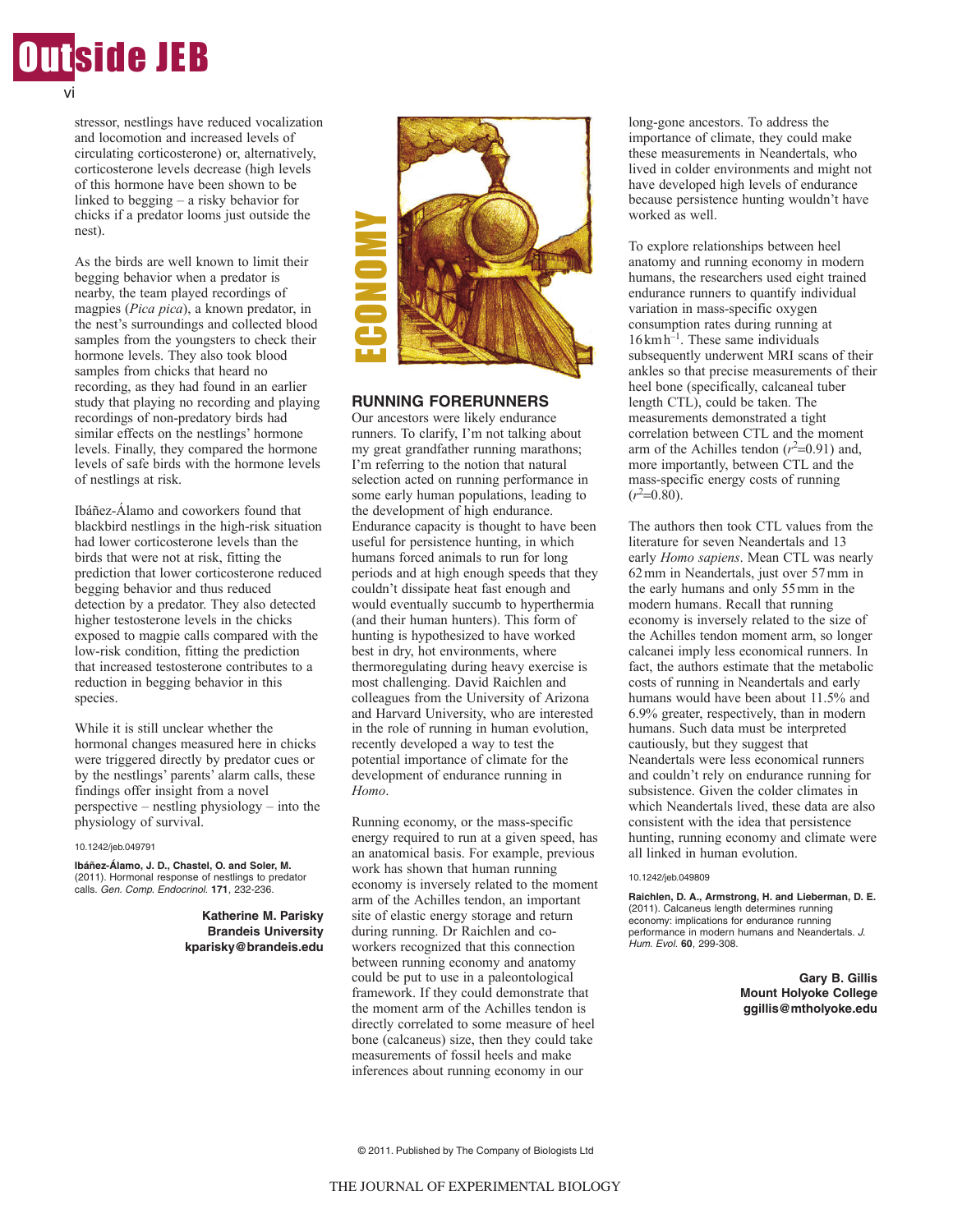stressor, nestlings have reduced vocalization and locomotion and increased levels of circulating corticosterone) or, alternatively, corticosterone levels decrease (high levels of this hormone have been shown to be linked to begging – a risky behavior for chicks if a predator looms just outside the nest).

As the birds are well known to limit their begging behavior when a predator is nearby, the team played recordings of magpies (*Pica pica*), a known predator, in the nest's surroundings and collected blood samples from the youngsters to check their hormone levels. They also took blood samples from chicks that heard no recording, as they had found in an earlier study that playing no recording and playing recordings of non-predatory birds had similar effects on the nestlings' hormone levels. Finally, they compared the hormone levels of safe birds with the hormone levels of nestlings at risk.

Ibáñez-Álamo and coworkers found that blackbird nestlings in the high-risk situation had lower corticosterone levels than the birds that were not at risk, fitting the prediction that lower corticosterone reduced begging behavior and thus reduced detection by a predator. They also detected higher testosterone levels in the chicks exposed to magpie calls compared with the low-risk condition, fitting the prediction that increased testosterone contributes to a reduction in begging behavior in this species.

While it is still unclear whether the hormonal changes measured here in chicks were triggered directly by predator cues or by the nestlings' parents' alarm calls, these findings offer insight from a novel perspective – nestling physiology – into the physiology of survival.

10.1242/jeb.049791

**Ibáñez-Álamo, J. D., Chastel, O. and Soler, M.** (2011). Hormonal response of nestlings to predator calls. *Gen. Comp. Endocrinol.* **171**, 232-236.

**Katherine M. Parisky**
**Brandeis University**
**kparisky@brandeis.edu**

ECONOMY

## RUNNING FORERUNNERS

Our ancestors were likely endurance runners. To clarify, I'm not talking about my great grandfather running marathons; I'm referring to the notion that natural selection acted on running performance in some early human populations, leading to the development of high endurance. Endurance capacity is thought to have been useful for persistence hunting, in which humans forced animals to run for long periods and at high enough speeds that they couldn't dissipate heat fast enough and would eventually succumb to hyperthermia (and their human hunters). This form of hunting is hypothesized to have worked best in dry, hot environments, where thermoregulating during heavy exercise is most challenging. David Raichlen and colleagues from the University of Arizona and Harvard University, who are interested in the role of running in human evolution, recently developed a way to test the potential importance of climate for the development of endurance running in *Homo*.

Running economy, or the mass-specific energy required to run at a given speed, has an anatomical basis. For example, previous work has shown that human running economy is inversely related to the moment arm of the Achilles tendon, an important site of elastic energy storage and return during running. Dr Raichlen and co-workers recognized that this connection between running economy and anatomy could be put to use in a paleontological framework. If they could demonstrate that the moment arm of the Achilles tendon is directly correlated to some measure of heel bone (calcaneus) size, then they could take measurements of fossil heels and make inferences about running economy in our long-gone ancestors. To address the importance of climate, they could make these measurements in Neandertals, who lived in colder environments and might not have developed high levels of endurance because persistence hunting wouldn't have worked as well.

To explore relationships between heel anatomy and running economy in modern humans, the researchers used eight trained endurance runners to quantify individual variation in mass-specific oxygen consumption rates during running at 16 km h$^{-1}$. These same individuals subsequently underwent MRI scans of their ankles so that precise measurements of their heel bone (specifically, calcaneal tuber length CTL), could be taken. The measurements demonstrated a tight correlation between CTL and the moment arm of the Achilles tendon ($r^2$=0.91) and, more importantly, between CTL and the mass-specific energy costs of running ($r^2$=0.80).

The authors then took CTL values from the literature for seven Neandertals and 13 early *Homo sapiens*. Mean CTL was nearly 62 mm in Neandertals, just over 57 mm in the early humans and only 55 mm in the modern humans. Recall that running economy is inversely related to the size of the Achilles tendon moment arm, so longer calcanei imply less economical runners. In fact, the authors estimate that the metabolic costs of running in Neandertals and early humans would have been about 11.5% and 6.9% greater, respectively, than in modern humans. Such data must be interpreted cautiously, but they suggest that Neandertals were less economical runners and couldn't rely on endurance running for subsistence. Given the colder climates in which Neandertals lived, these data are also consistent with the idea that persistence hunting, running economy and climate were all linked in human evolution.

10.1242/jeb.049809

**Raichlen, D. A., Armstrong, H. and Lieberman, D. E.** (2011). Calcaneus length determines running economy: implications for endurance running performance in modern humans and Neandertals. *J. Hum. Evol.* **60**, 299-308.

**Gary B. Gillis**
**Mount Holyoke College**
**ggillis@mtholyoke.edu**

© 2011. Published by The Company of Biologists Ltd